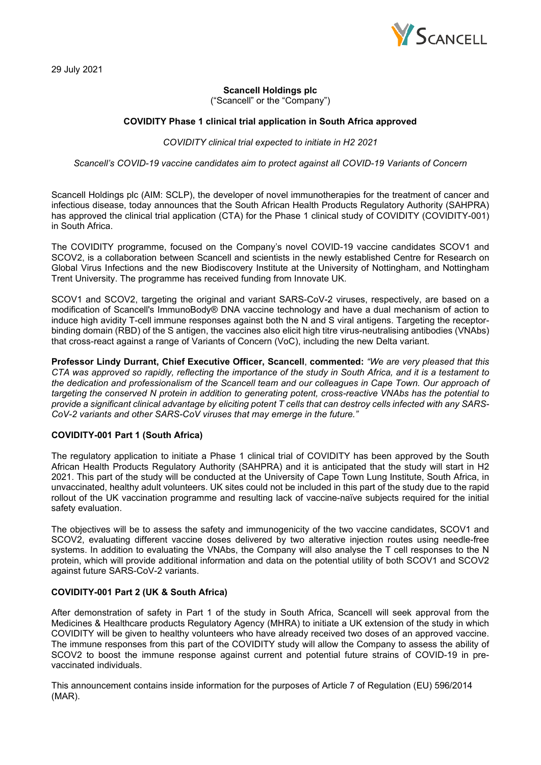29 July 2021

**Scancell Holdings plc**
("Scancell" or the "Company")

**COVIDITY Phase 1 clinical trial application in South Africa approved**

*COVIDITY clinical trial expected to initiate in H2 2021*

*Scancell's COVID-19 vaccine candidates aim to protect against all COVID-19 Variants of Concern*

Scancell Holdings plc (AIM: SCLP), the developer of novel immunotherapies for the treatment of cancer and infectious disease, today announces that the South African Health Products Regulatory Authority (SAHPRA) has approved the clinical trial application (CTA) for the Phase 1 clinical study of COVIDITY (COVIDITY-001) in South Africa.

The COVIDITY programme, focused on the Company's novel COVID-19 vaccine candidates SCOV1 and SCOV2, is a collaboration between Scancell and scientists in the newly established Centre for Research on Global Virus Infections and the new Biodiscovery Institute at the University of Nottingham, and Nottingham Trent University. The programme has received funding from Innovate UK.

SCOV1 and SCOV2, targeting the original and variant SARS-CoV-2 viruses, respectively, are based on a modification of Scancell's ImmunoBody® DNA vaccine technology and have a dual mechanism of action to induce high avidity T-cell immune responses against both the N and S viral antigens. Targeting the receptor-binding domain (RBD) of the S antigen, the vaccines also elicit high titre virus-neutralising antibodies (VNAbs) that cross-react against a range of Variants of Concern (VoC), including the new Delta variant.

**Professor Lindy Durrant, Chief Executive Officer, Scancell**, **commented:** *"We are very pleased that this CTA was approved so rapidly, reflecting the importance of the study in South Africa, and it is a testament to the dedication and professionalism of the Scancell team and our colleagues in Cape Town. Our approach of targeting the conserved N protein in addition to generating potent, cross-reactive VNAbs has the potential to provide a significant clinical advantage by eliciting potent T cells that can destroy cells infected with any SARS-CoV-2 variants and other SARS-CoV viruses that may emerge in the future."*

## COVIDITY-001 Part 1 (South Africa)

The regulatory application to initiate a Phase 1 clinical trial of COVIDITY has been approved by the South African Health Products Regulatory Authority (SAHPRA) and it is anticipated that the study will start in H2 2021. This part of the study will be conducted at the University of Cape Town Lung Institute, South Africa, in unvaccinated, healthy adult volunteers. UK sites could not be included in this part of the study due to the rapid rollout of the UK vaccination programme and resulting lack of vaccine-naïve subjects required for the initial safety evaluation.

The objectives will be to assess the safety and immunogenicity of the two vaccine candidates, SCOV1 and SCOV2, evaluating different vaccine doses delivered by two alterative injection routes using needle-free systems. In addition to evaluating the VNAbs, the Company will also analyse the T cell responses to the N protein, which will provide additional information and data on the potential utility of both SCOV1 and SCOV2 against future SARS-CoV-2 variants.

## COVIDITY-001 Part 2 (UK & South Africa)

After demonstration of safety in Part 1 of the study in South Africa, Scancell will seek approval from the Medicines & Healthcare products Regulatory Agency (MHRA) to initiate a UK extension of the study in which COVIDITY will be given to healthy volunteers who have already received two doses of an approved vaccine. The immune responses from this part of the COVIDITY study will allow the Company to assess the ability of SCOV2 to boost the immune response against current and potential future strains of COVID-19 in pre-vaccinated individuals.

This announcement contains inside information for the purposes of Article 7 of Regulation (EU) 596/2014 (MAR).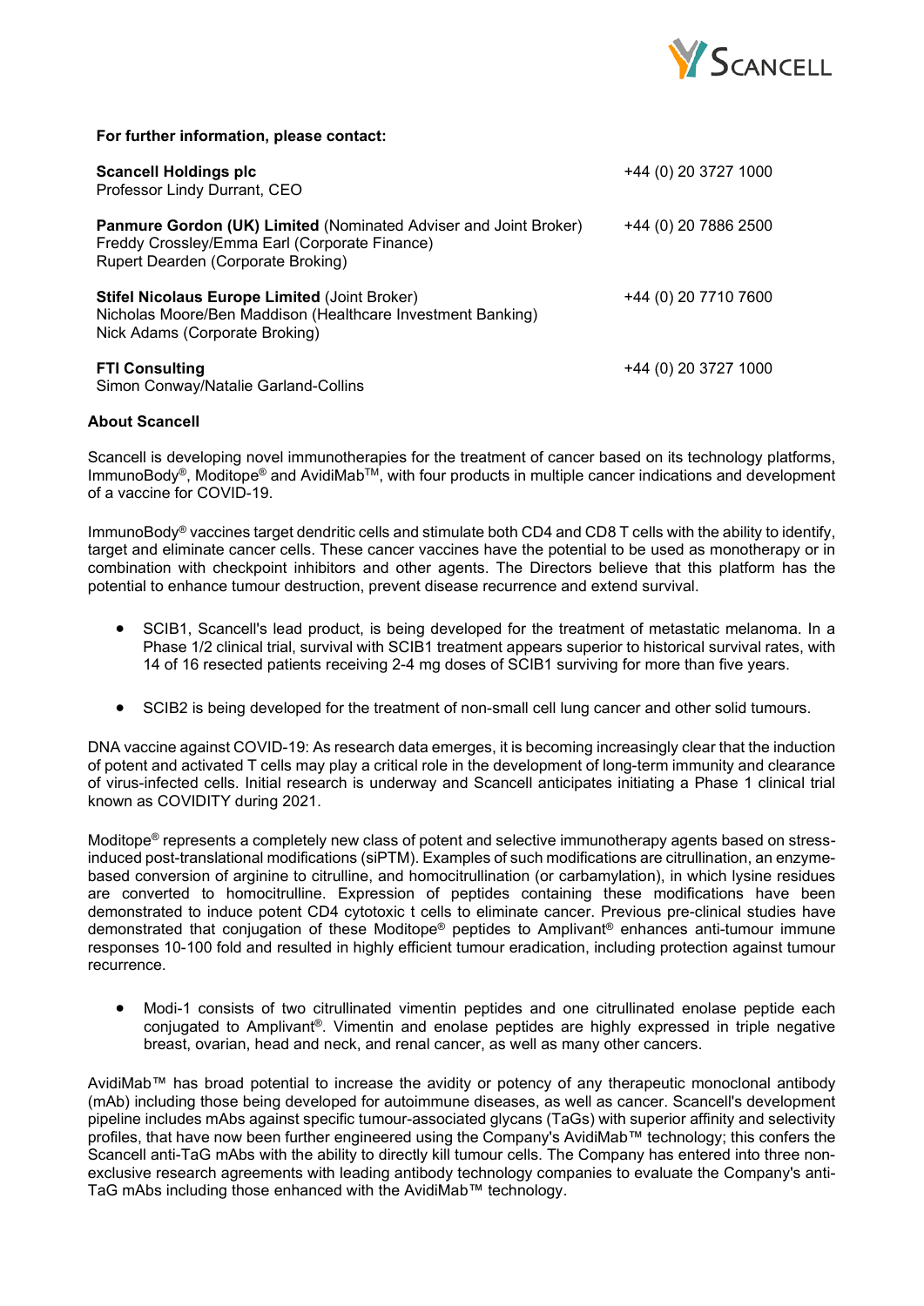**For further information, please contact:**

| | |
|---|---|
| **Scancell Holdings plc**<br>Professor Lindy Durrant, CEO | +44 (0) 20 3727 1000 |
| **Panmure Gordon (UK) Limited** (Nominated Adviser and Joint Broker)<br>Freddy Crossley/Emma Earl (Corporate Finance)<br>Rupert Dearden (Corporate Broking) | +44 (0) 20 7886 2500 |
| **Stifel Nicolaus Europe Limited** (Joint Broker)<br>Nicholas Moore/Ben Maddison (Healthcare Investment Banking)<br>Nick Adams (Corporate Broking) | +44 (0) 20 7710 7600 |
| **FTI Consulting**<br>Simon Conway/Natalie Garland-Collins | +44 (0) 20 3727 1000 |

**About Scancell**

Scancell is developing novel immunotherapies for the treatment of cancer based on its technology platforms, ImmunoBody®, Moditope® and AvidiMab™, with four products in multiple cancer indications and development of a vaccine for COVID-19.

ImmunoBody® vaccines target dendritic cells and stimulate both CD4 and CD8 T cells with the ability to identify, target and eliminate cancer cells. These cancer vaccines have the potential to be used as monotherapy or in combination with checkpoint inhibitors and other agents. The Directors believe that this platform has the potential to enhance tumour destruction, prevent disease recurrence and extend survival.

- SCIB1, Scancell's lead product, is being developed for the treatment of metastatic melanoma. In a Phase 1/2 clinical trial, survival with SCIB1 treatment appears superior to historical survival rates, with 14 of 16 resected patients receiving 2-4 mg doses of SCIB1 surviving for more than five years.
- SCIB2 is being developed for the treatment of non-small cell lung cancer and other solid tumours.

DNA vaccine against COVID-19: As research data emerges, it is becoming increasingly clear that the induction of potent and activated T cells may play a critical role in the development of long-term immunity and clearance of virus-infected cells. Initial research is underway and Scancell anticipates initiating a Phase 1 clinical trial known as COVIDITY during 2021.

Moditope® represents a completely new class of potent and selective immunotherapy agents based on stress-induced post-translational modifications (siPTM). Examples of such modifications are citrullination, an enzyme-based conversion of arginine to citrulline, and homocitrullination (or carbamylation), in which lysine residues are converted to homocitrulline. Expression of peptides containing these modifications have been demonstrated to induce potent CD4 cytotoxic t cells to eliminate cancer. Previous pre-clinical studies have demonstrated that conjugation of these Moditope® peptides to Amplivant® enhances anti-tumour immune responses 10-100 fold and resulted in highly efficient tumour eradication, including protection against tumour recurrence.

- Modi-1 consists of two citrullinated vimentin peptides and one citrullinated enolase peptide each conjugated to Amplivant®. Vimentin and enolase peptides are highly expressed in triple negative breast, ovarian, head and neck, and renal cancer, as well as many other cancers.

AvidiMab™ has broad potential to increase the avidity or potency of any therapeutic monoclonal antibody (mAb) including those being developed for autoimmune diseases, as well as cancer. Scancell's development pipeline includes mAbs against specific tumour-associated glycans (TaGs) with superior affinity and selectivity profiles, that have now been further engineered using the Company's AvidiMab™ technology; this confers the Scancell anti-TaG mAbs with the ability to directly kill tumour cells. The Company has entered into three non-exclusive research agreements with leading antibody technology companies to evaluate the Company's anti-TaG mAbs including those enhanced with the AvidiMab™ technology.